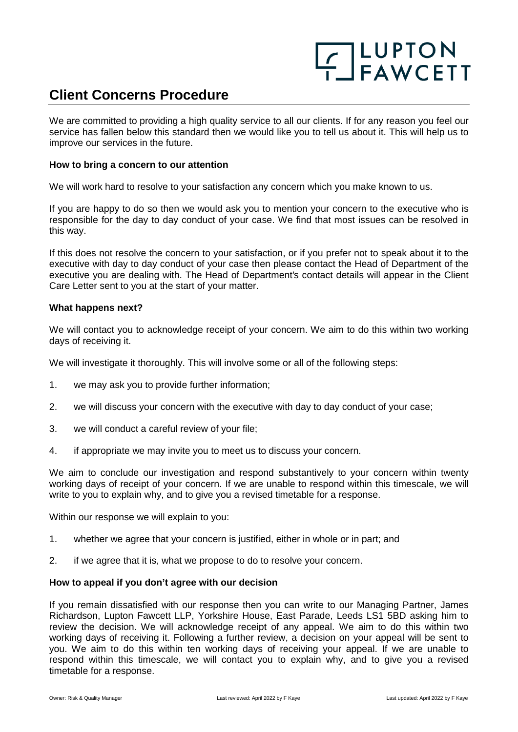# Client Concerns Procedure

We are committed to providing a high quality service to all our clients. If for any reason you feel our service has fallen below this standard then we would like you to tell us about it. This will help us to improve our services in the future.

### How to bring a concern to our attention

We will work hard to resolve to your satisfaction any concern which you make known to us.

If you are happy to do so then we would ask you to mention your concern to the executive who is responsible for the day to day conduct of your case. We find that most issues can be resolved in this way.

If this does not resolve the concern to your satisfaction, or if you prefer not to speak about it to the executive with day to day conduct of your case then please contact the Head of Department of the executive you are dealing with. The Head of Department's contact details will appear in the Client Care Letter sent to you at the start of your matter.

### What happens next?

We will contact you to acknowledge receipt of your concern. We aim to do this within two working days of receiving it.

We will investigate it thoroughly. This will involve some or all of the following steps:

1. we may ask you to provide further information;
2. we will discuss your concern with the executive with day to day conduct of your case;
3. we will conduct a careful review of your file;
4. if appropriate we may invite you to meet us to discuss your concern.

We aim to conclude our investigation and respond substantively to your concern within twenty working days of receipt of your concern. If we are unable to respond within this timescale, we will write to you to explain why, and to give you a revised timetable for a response.

Within our response we will explain to you:

1. whether we agree that your concern is justified, either in whole or in part; and
2. if we agree that it is, what we propose to do to resolve your concern.

### How to appeal if you don't agree with our decision

If you remain dissatisfied with our response then you can write to our Managing Partner, James Richardson, Lupton Fawcett LLP, Yorkshire House, East Parade, Leeds LS1 5BD asking him to review the decision. We will acknowledge receipt of any appeal. We aim to do this within two working days of receiving it. Following a further review, a decision on your appeal will be sent to you. We aim to do this within ten working days of receiving your appeal. If we are unable to respond within this timescale, we will contact you to explain why, and to give you a revised timetable for a response.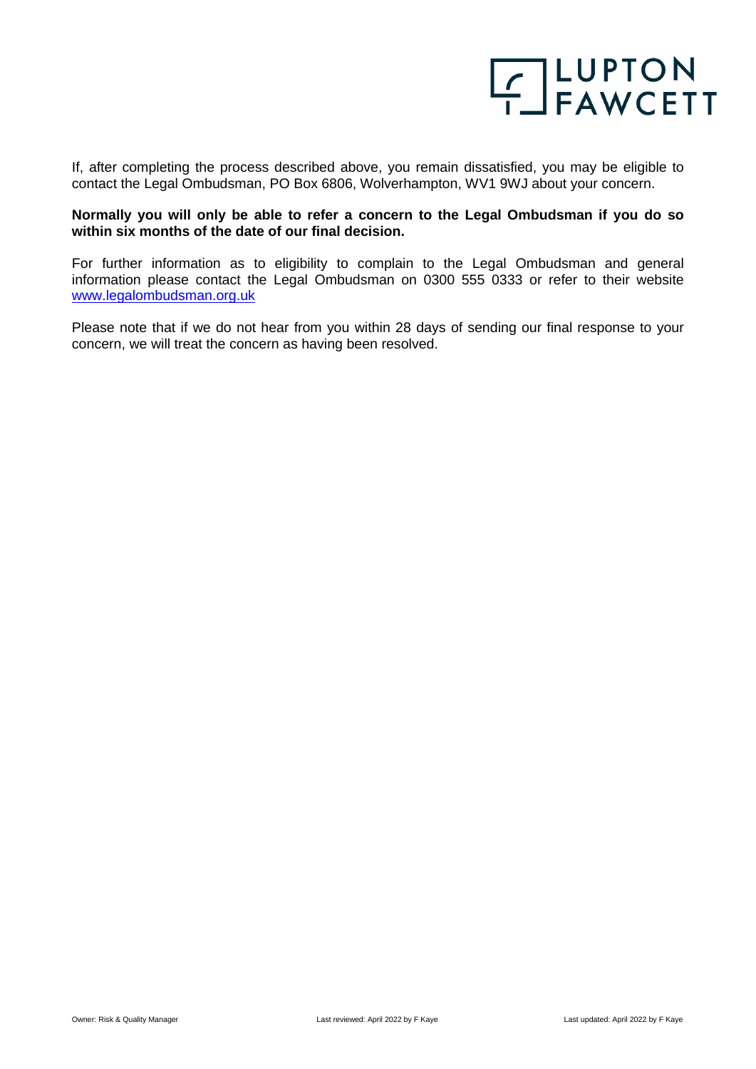If, after completing the process described above, you remain dissatisfied, you may be eligible to contact the Legal Ombudsman, PO Box 6806, Wolverhampton, WV1 9WJ about your concern.

**Normally you will only be able to refer a concern to the Legal Ombudsman if you do so within six months of the date of our final decision.**

For further information as to eligibility to complain to the Legal Ombudsman and general information please contact the Legal Ombudsman on 0300 555 0333 or refer to their website [www.legalombudsman.org.uk](http://www.legalombudsman.org.uk)

Please note that if we do not hear from you within 28 days of sending our final response to your concern, we will treat the concern as having been resolved.